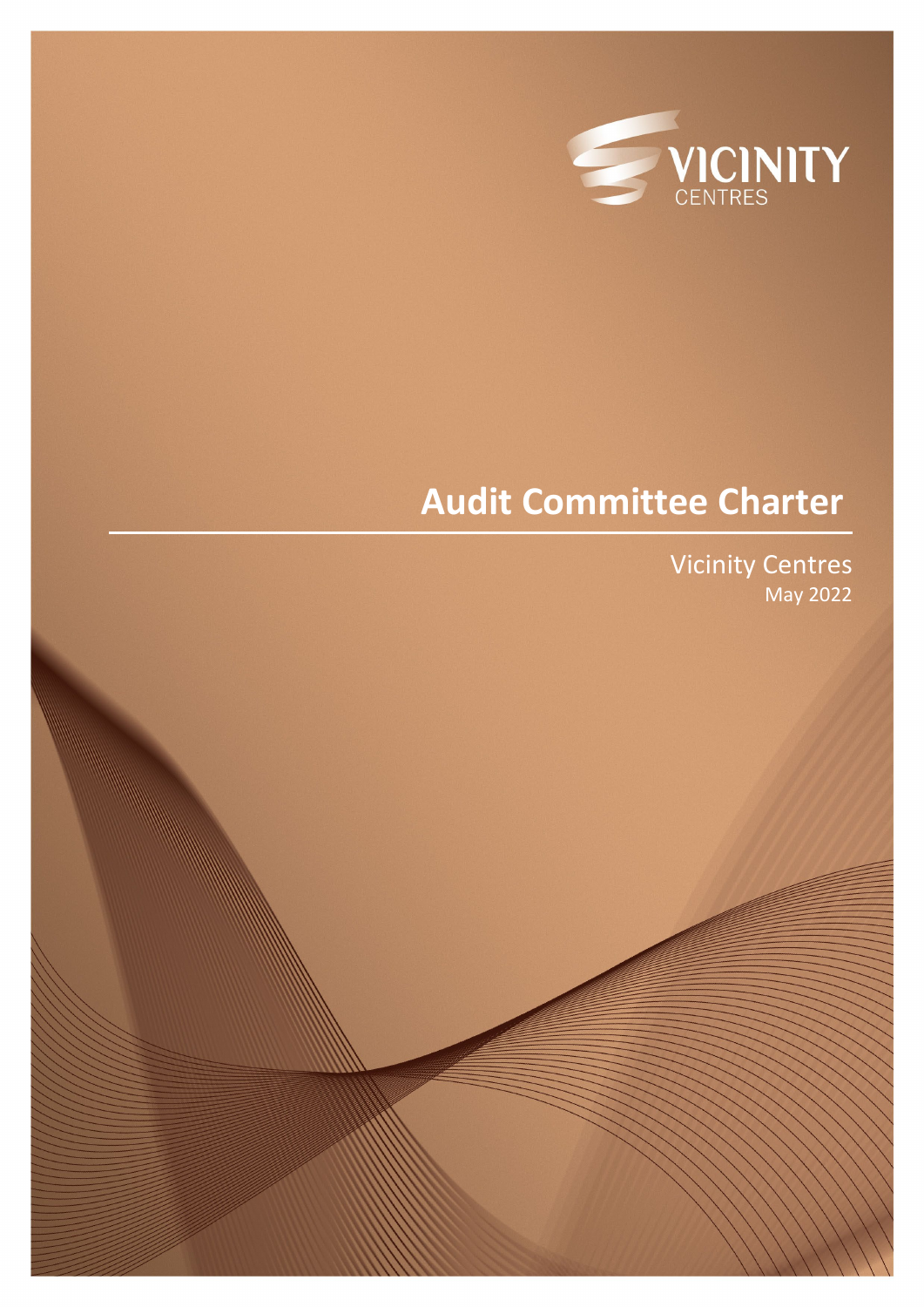VICINITY
CENTRES

# Audit Committee Charter

Vicinity Centres
May 2022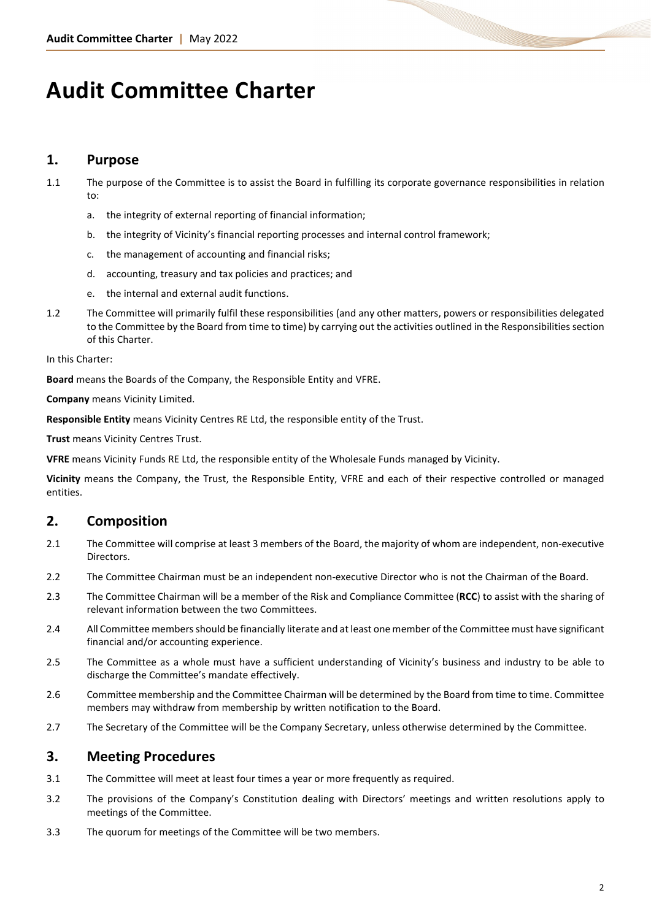# Audit Committee Charter

## 1. Purpose

1.1 The purpose of the Committee is to assist the Board in fulfilling its corporate governance responsibilities in relation to:

a. the integrity of external reporting of financial information;

b. the integrity of Vicinity's financial reporting processes and internal control framework;

c. the management of accounting and financial risks;

d. accounting, treasury and tax policies and practices; and

e. the internal and external audit functions.

1.2 The Committee will primarily fulfil these responsibilities (and any other matters, powers or responsibilities delegated to the Committee by the Board from time to time) by carrying out the activities outlined in the Responsibilities section of this Charter.

In this Charter:

**Board** means the Boards of the Company, the Responsible Entity and VFRE.

**Company** means Vicinity Limited.

**Responsible Entity** means Vicinity Centres RE Ltd, the responsible entity of the Trust.

**Trust** means Vicinity Centres Trust.

**VFRE** means Vicinity Funds RE Ltd, the responsible entity of the Wholesale Funds managed by Vicinity.

**Vicinity** means the Company, the Trust, the Responsible Entity, VFRE and each of their respective controlled or managed entities.

## 2. Composition

2.1 The Committee will comprise at least 3 members of the Board, the majority of whom are independent, non-executive Directors.

2.2 The Committee Chairman must be an independent non-executive Director who is not the Chairman of the Board.

2.3 The Committee Chairman will be a member of the Risk and Compliance Committee (**RCC**) to assist with the sharing of relevant information between the two Committees.

2.4 All Committee members should be financially literate and at least one member of the Committee must have significant financial and/or accounting experience.

2.5 The Committee as a whole must have a sufficient understanding of Vicinity's business and industry to be able to discharge the Committee's mandate effectively.

2.6 Committee membership and the Committee Chairman will be determined by the Board from time to time. Committee members may withdraw from membership by written notification to the Board.

2.7 The Secretary of the Committee will be the Company Secretary, unless otherwise determined by the Committee.

## 3. Meeting Procedures

3.1 The Committee will meet at least four times a year or more frequently as required.

3.2 The provisions of the Company's Constitution dealing with Directors' meetings and written resolutions apply to meetings of the Committee.

3.3 The quorum for meetings of the Committee will be two members.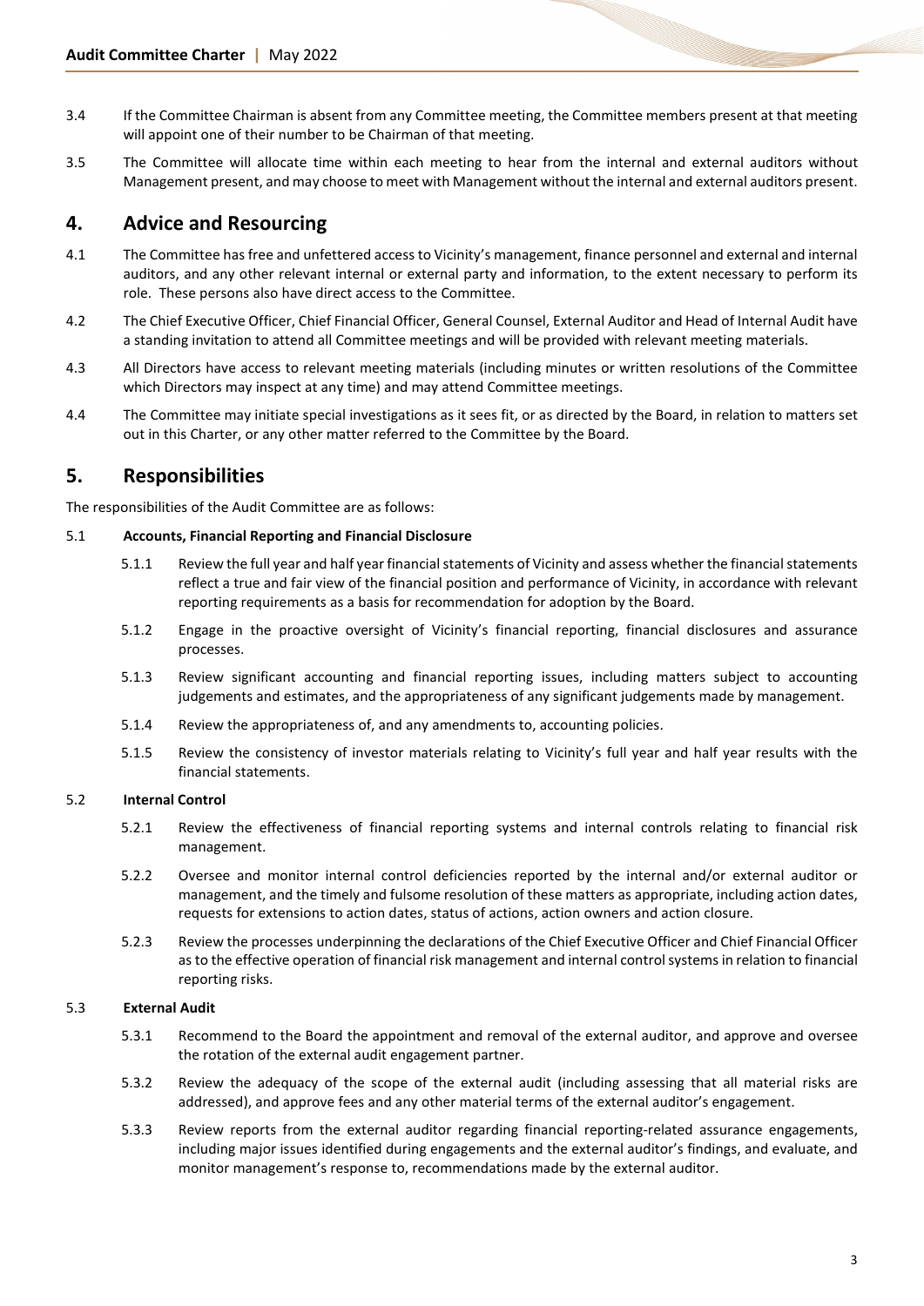3.4 If the Committee Chairman is absent from any Committee meeting, the Committee members present at that meeting will appoint one of their number to be Chairman of that meeting.

3.5 The Committee will allocate time within each meeting to hear from the internal and external auditors without Management present, and may choose to meet with Management without the internal and external auditors present.

## 4. Advice and Resourcing

4.1 The Committee has free and unfettered access to Vicinity's management, finance personnel and external and internal auditors, and any other relevant internal or external party and information, to the extent necessary to perform its role. These persons also have direct access to the Committee.

4.2 The Chief Executive Officer, Chief Financial Officer, General Counsel, External Auditor and Head of Internal Audit have a standing invitation to attend all Committee meetings and will be provided with relevant meeting materials.

4.3 All Directors have access to relevant meeting materials (including minutes or written resolutions of the Committee which Directors may inspect at any time) and may attend Committee meetings.

4.4 The Committee may initiate special investigations as it sees fit, or as directed by the Board, in relation to matters set out in this Charter, or any other matter referred to the Committee by the Board.

## 5. Responsibilities

The responsibilities of the Audit Committee are as follows:

**5.1 Accounts, Financial Reporting and Financial Disclosure**

5.1.1 Review the full year and half year financial statements of Vicinity and assess whether the financial statements reflect a true and fair view of the financial position and performance of Vicinity, in accordance with relevant reporting requirements as a basis for recommendation for adoption by the Board.

5.1.2 Engage in the proactive oversight of Vicinity's financial reporting, financial disclosures and assurance processes.

5.1.3 Review significant accounting and financial reporting issues, including matters subject to accounting judgements and estimates, and the appropriateness of any significant judgements made by management.

5.1.4 Review the appropriateness of, and any amendments to, accounting policies.

5.1.5 Review the consistency of investor materials relating to Vicinity's full year and half year results with the financial statements.

**5.2 Internal Control**

5.2.1 Review the effectiveness of financial reporting systems and internal controls relating to financial risk management.

5.2.2 Oversee and monitor internal control deficiencies reported by the internal and/or external auditor or management, and the timely and fulsome resolution of these matters as appropriate, including action dates, requests for extensions to action dates, status of actions, action owners and action closure.

5.2.3 Review the processes underpinning the declarations of the Chief Executive Officer and Chief Financial Officer as to the effective operation of financial risk management and internal control systems in relation to financial reporting risks.

**5.3 External Audit**

5.3.1 Recommend to the Board the appointment and removal of the external auditor, and approve and oversee the rotation of the external audit engagement partner.

5.3.2 Review the adequacy of the scope of the external audit (including assessing that all material risks are addressed), and approve fees and any other material terms of the external auditor's engagement.

5.3.3 Review reports from the external auditor regarding financial reporting-related assurance engagements, including major issues identified during engagements and the external auditor's findings, and evaluate, and monitor management's response to, recommendations made by the external auditor.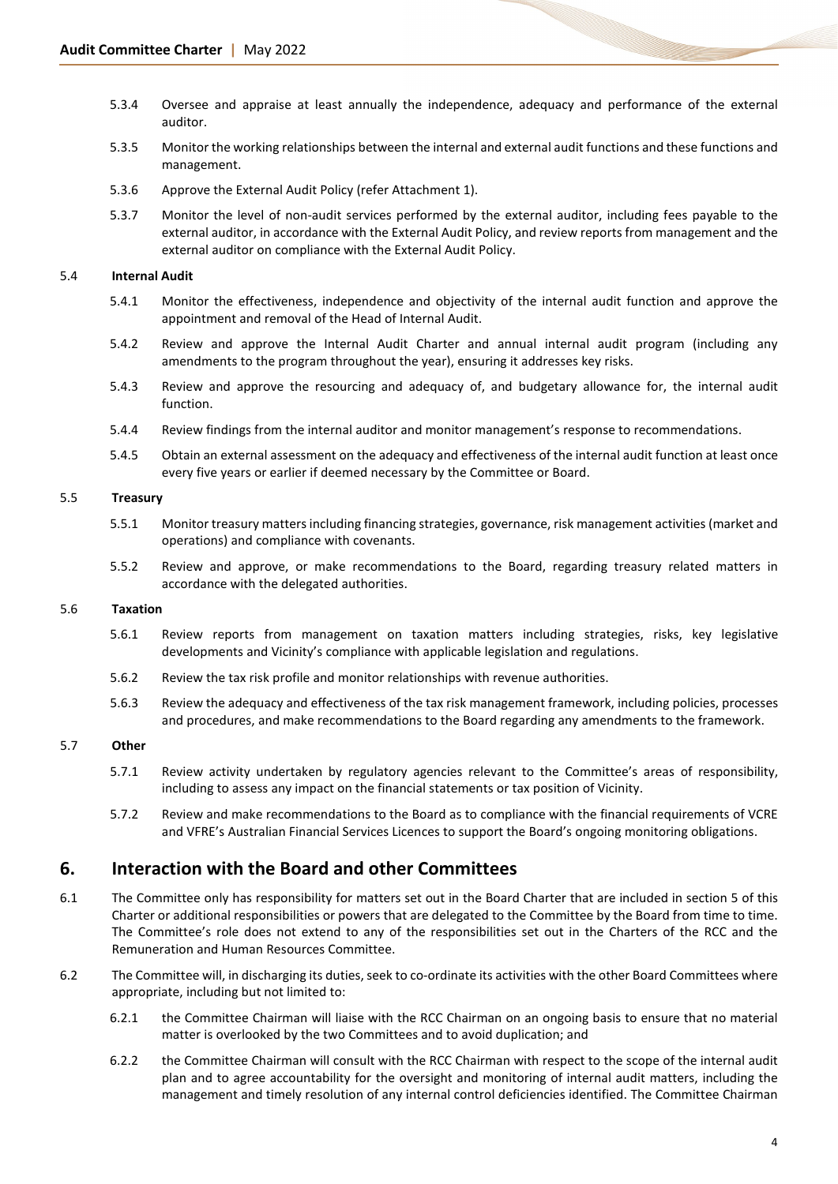5.3.4 Oversee and appraise at least annually the independence, adequacy and performance of the external auditor.

5.3.5 Monitor the working relationships between the internal and external audit functions and these functions and management.

5.3.6 Approve the External Audit Policy (refer Attachment 1).

5.3.7 Monitor the level of non-audit services performed by the external auditor, including fees payable to the external auditor, in accordance with the External Audit Policy, and review reports from management and the external auditor on compliance with the External Audit Policy.

### 5.4 Internal Audit

5.4.1 Monitor the effectiveness, independence and objectivity of the internal audit function and approve the appointment and removal of the Head of Internal Audit.

5.4.2 Review and approve the Internal Audit Charter and annual internal audit program (including any amendments to the program throughout the year), ensuring it addresses key risks.

5.4.3 Review and approve the resourcing and adequacy of, and budgetary allowance for, the internal audit function.

5.4.4 Review findings from the internal auditor and monitor management's response to recommendations.

5.4.5 Obtain an external assessment on the adequacy and effectiveness of the internal audit function at least once every five years or earlier if deemed necessary by the Committee or Board.

### 5.5 Treasury

5.5.1 Monitor treasury matters including financing strategies, governance, risk management activities (market and operations) and compliance with covenants.

5.5.2 Review and approve, or make recommendations to the Board, regarding treasury related matters in accordance with the delegated authorities.

### 5.6 Taxation

5.6.1 Review reports from management on taxation matters including strategies, risks, key legislative developments and Vicinity's compliance with applicable legislation and regulations.

5.6.2 Review the tax risk profile and monitor relationships with revenue authorities.

5.6.3 Review the adequacy and effectiveness of the tax risk management framework, including policies, processes and procedures, and make recommendations to the Board regarding any amendments to the framework.

### 5.7 Other

5.7.1 Review activity undertaken by regulatory agencies relevant to the Committee's areas of responsibility, including to assess any impact on the financial statements or tax position of Vicinity.

5.7.2 Review and make recommendations to the Board as to compliance with the financial requirements of VCRE and VFRE's Australian Financial Services Licences to support the Board's ongoing monitoring obligations.

## 6. Interaction with the Board and other Committees

6.1 The Committee only has responsibility for matters set out in the Board Charter that are included in section 5 of this Charter or additional responsibilities or powers that are delegated to the Committee by the Board from time to time. The Committee's role does not extend to any of the responsibilities set out in the Charters of the RCC and the Remuneration and Human Resources Committee.

6.2 The Committee will, in discharging its duties, seek to co-ordinate its activities with the other Board Committees where appropriate, including but not limited to:

6.2.1 the Committee Chairman will liaise with the RCC Chairman on an ongoing basis to ensure that no material matter is overlooked by the two Committees and to avoid duplication; and

6.2.2 the Committee Chairman will consult with the RCC Chairman with respect to the scope of the internal audit plan and to agree accountability for the oversight and monitoring of internal audit matters, including the management and timely resolution of any internal control deficiencies identified. The Committee Chairman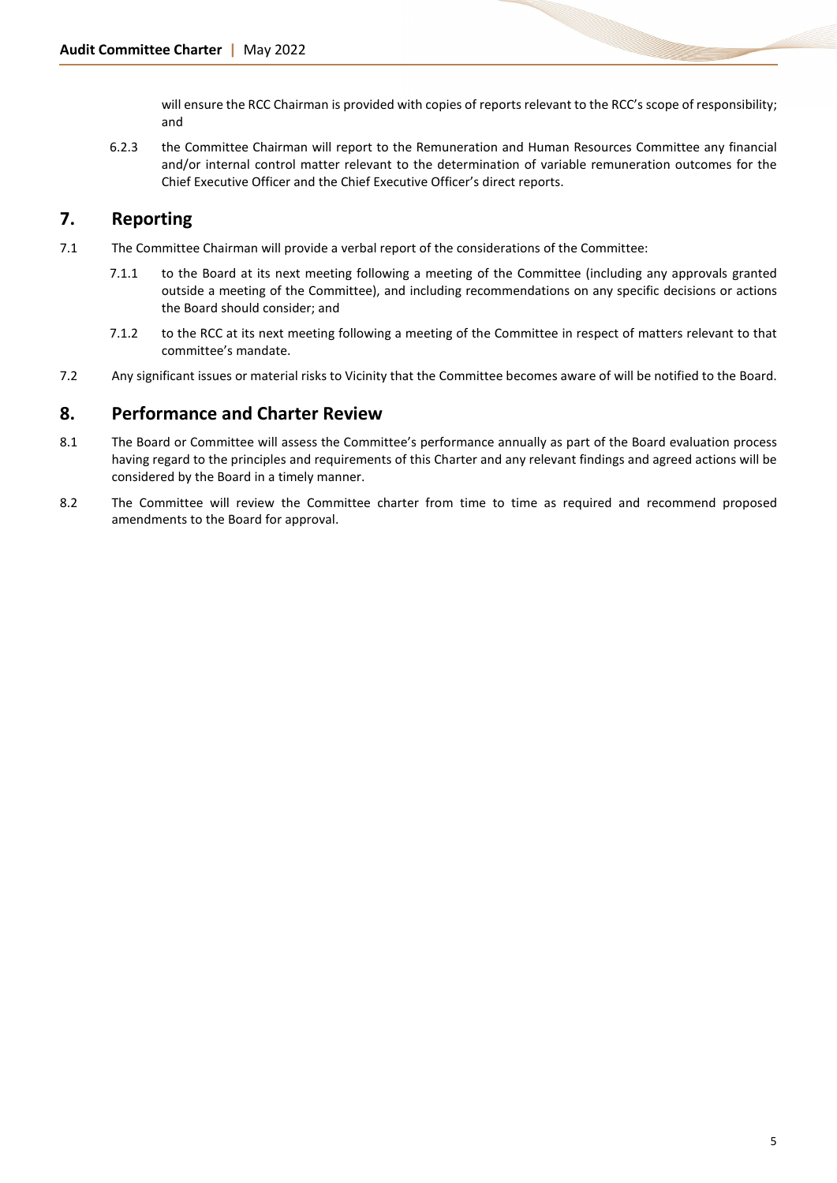will ensure the RCC Chairman is provided with copies of reports relevant to the RCC's scope of responsibility; and

6.2.3 the Committee Chairman will report to the Remuneration and Human Resources Committee any financial and/or internal control matter relevant to the determination of variable remuneration outcomes for the Chief Executive Officer and the Chief Executive Officer's direct reports.

## 7. Reporting

7.1 The Committee Chairman will provide a verbal report of the considerations of the Committee:

7.1.1 to the Board at its next meeting following a meeting of the Committee (including any approvals granted outside a meeting of the Committee), and including recommendations on any specific decisions or actions the Board should consider; and

7.1.2 to the RCC at its next meeting following a meeting of the Committee in respect of matters relevant to that committee's mandate.

7.2 Any significant issues or material risks to Vicinity that the Committee becomes aware of will be notified to the Board.

## 8. Performance and Charter Review

8.1 The Board or Committee will assess the Committee's performance annually as part of the Board evaluation process having regard to the principles and requirements of this Charter and any relevant findings and agreed actions will be considered by the Board in a timely manner.

8.2 The Committee will review the Committee charter from time to time as required and recommend proposed amendments to the Board for approval.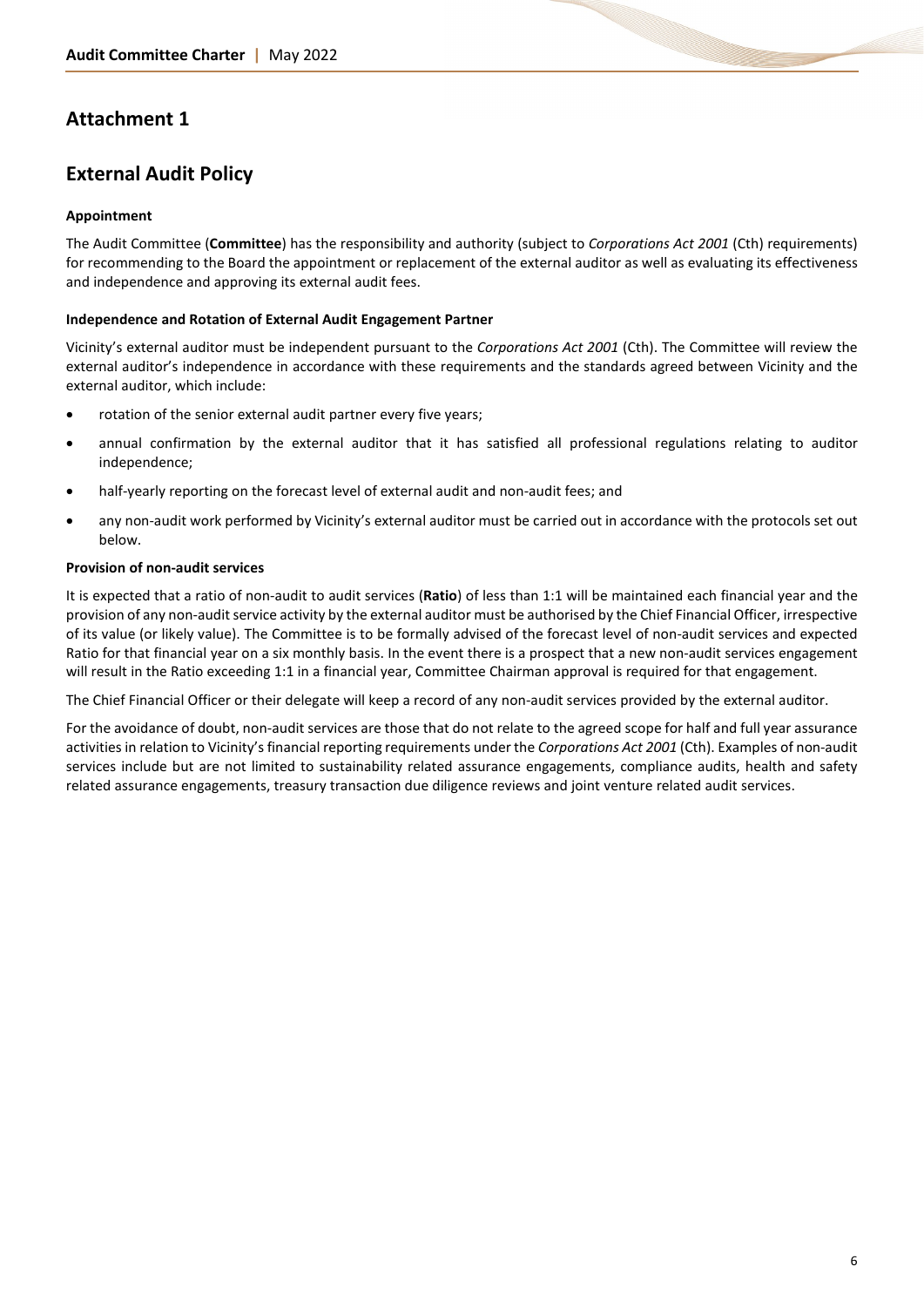# Attachment 1

## External Audit Policy

**Appointment**

The Audit Committee (**Committee**) has the responsibility and authority (subject to *Corporations Act 2001* (Cth) requirements) for recommending to the Board the appointment or replacement of the external auditor as well as evaluating its effectiveness and independence and approving its external audit fees.

**Independence and Rotation of External Audit Engagement Partner**

Vicinity's external auditor must be independent pursuant to the *Corporations Act 2001* (Cth). The Committee will review the external auditor's independence in accordance with these requirements and the standards agreed between Vicinity and the external auditor, which include:

- rotation of the senior external audit partner every five years;
- annual confirmation by the external auditor that it has satisfied all professional regulations relating to auditor independence;
- half-yearly reporting on the forecast level of external audit and non-audit fees; and
- any non-audit work performed by Vicinity's external auditor must be carried out in accordance with the protocols set out below.

**Provision of non-audit services**

It is expected that a ratio of non-audit to audit services (**Ratio**) of less than 1:1 will be maintained each financial year and the provision of any non-audit service activity by the external auditor must be authorised by the Chief Financial Officer, irrespective of its value (or likely value). The Committee is to be formally advised of the forecast level of non-audit services and expected Ratio for that financial year on a six monthly basis. In the event there is a prospect that a new non-audit services engagement will result in the Ratio exceeding 1:1 in a financial year, Committee Chairman approval is required for that engagement.

The Chief Financial Officer or their delegate will keep a record of any non-audit services provided by the external auditor.

For the avoidance of doubt, non-audit services are those that do not relate to the agreed scope for half and full year assurance activities in relation to Vicinity's financial reporting requirements under the *Corporations Act 2001* (Cth). Examples of non-audit services include but are not limited to sustainability related assurance engagements, compliance audits, health and safety related assurance engagements, treasury transaction due diligence reviews and joint venture related audit services.